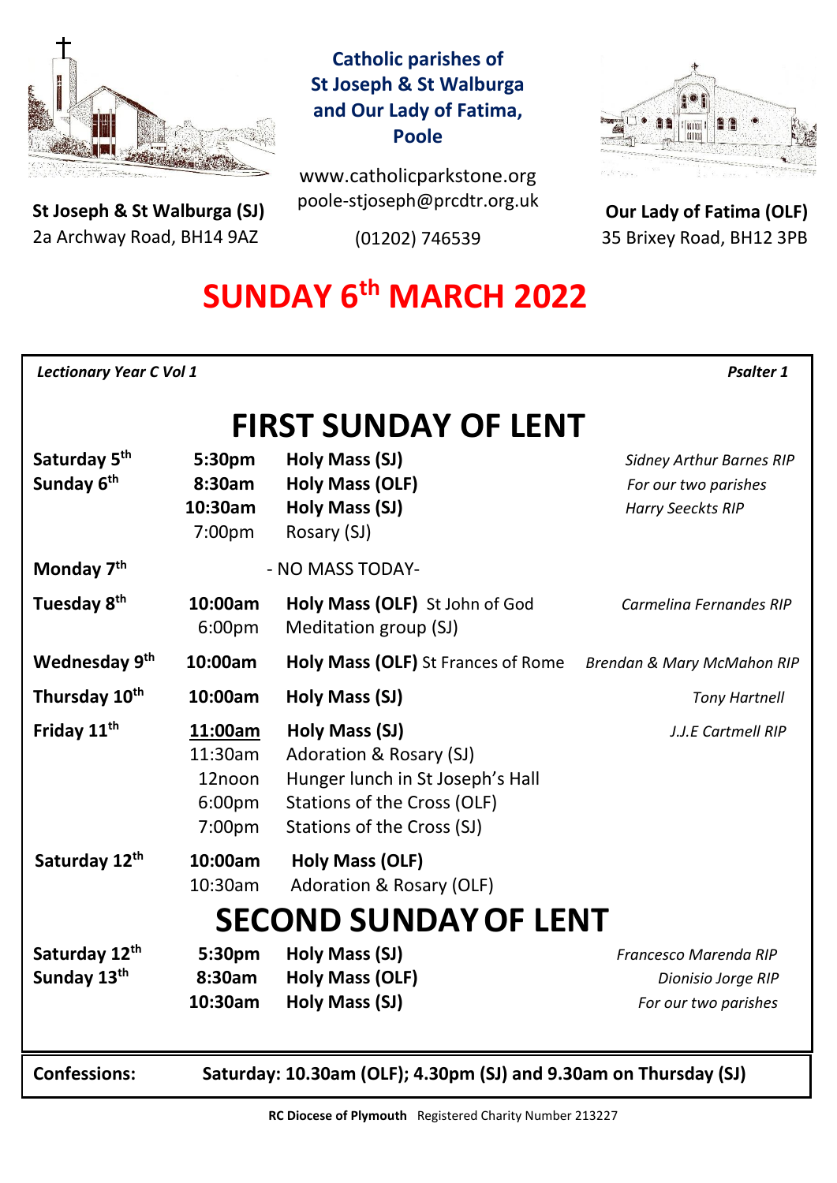**Catholic parishes of St Joseph & St Walburga and Our Lady of Fatima, Poole**

www.catholicparkstone.org
poole-stjoseph@prcdtr.org.uk
(01202) 746539

**St Joseph & St Walburga (SJ)**
2a Archway Road, BH14 9AZ

**Our Lady of Fatima (OLF)**
35 Brixey Road, BH12 3PB

# SUNDAY 6th MARCH 2022

*Lectionary Year C Vol 1* — *Psalter 1*

## FIRST SUNDAY OF LENT

| Day | Time | Event | Intention |
|---|---|---|---|
| **Saturday 5th** | **5:30pm** | **Holy Mass (SJ)** | *Sidney Arthur Barnes RIP* |
| **Sunday 6th** | **8:30am** | **Holy Mass (OLF)** | *For our two parishes* |
| | **10:30am** | **Holy Mass (SJ)** | *Harry Seeckts RIP* |
| | 7:00pm | Rosary (SJ) | |
| **Monday 7th** | | - NO MASS TODAY- | |
| **Tuesday 8th** | **10:00am** | **Holy Mass (OLF)** St John of God | *Carmelina Fernandes RIP* |
| | 6:00pm | Meditation group (SJ) | |
| **Wednesday 9th** | **10:00am** | **Holy Mass (OLF)** St Frances of Rome | *Brendan & Mary McMahon RIP* |
| **Thursday 10th** | **10:00am** | **Holy Mass (SJ)** | *Tony Hartnell* |
| **Friday 11th** | **<u>11:00am</u>** | **Holy Mass (SJ)** | *J.J.E Cartmell RIP* |
| | 11:30am | Adoration & Rosary (SJ) | |
| | 12noon | Hunger lunch in St Joseph's Hall | |
| | 6:00pm | Stations of the Cross (OLF) | |
| | 7:00pm | Stations of the Cross (SJ) | |
| **Saturday 12th** | **10:00am** | **Holy Mass (OLF)** | |
| | 10:30am | Adoration & Rosary (OLF) | |

## SECOND SUNDAY OF LENT

| Day | Time | Event | Intention |
|---|---|---|---|
| **Saturday 12th** | **5:30pm** | **Holy Mass (SJ)** | *Francesco Marenda RIP* |
| **Sunday 13th** | **8:30am** | **Holy Mass (OLF)** | *Dionisio Jorge RIP* |
| | **10:30am** | **Holy Mass (SJ)** | *For our two parishes* |

**Confessions:** **Saturday: 10.30am (OLF); 4.30pm (SJ) and 9.30am on Thursday (SJ)**

**RC Diocese of Plymouth** Registered Charity Number 213227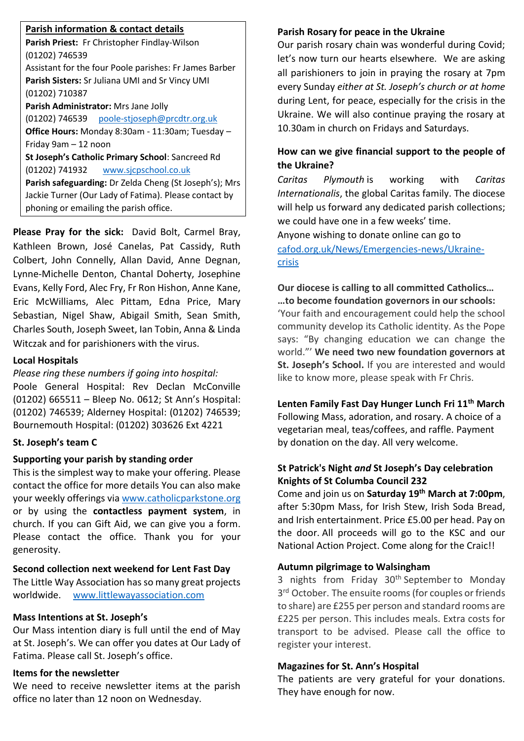**Parish information & contact details**

**Parish Priest:** Fr Christopher Findlay-Wilson (01202) 746539

Assistant for the four Poole parishes: Fr James Barber

**Parish Sisters:** Sr Juliana UMI and Sr Vincy UMI (01202) 710387

**Parish Administrator:** Mrs Jane Jolly (01202) 746539 poole-stjoseph@prcdtr.org.uk

**Office Hours:** Monday 8:30am - 11:30am; Tuesday – Friday 9am – 12 noon

**St Joseph's Catholic Primary School**: Sancreed Rd (01202) 741932 www.sjcpschool.co.uk

**Parish safeguarding:** Dr Zelda Cheng (St Joseph's); Mrs Jackie Turner (Our Lady of Fatima). Please contact by phoning or emailing the parish office.

**Please Pray for the sick:** David Bolt, Carmel Bray, Kathleen Brown, José Canelas, Pat Cassidy, Ruth Colbert, John Connelly, Allan David, Anne Degnan, Lynne-Michelle Denton, Chantal Doherty, Josephine Evans, Kelly Ford, Alec Fry, Fr Ron Hishon, Anne Kane, Eric McWilliams, Alec Pittam, Edna Price, Mary Sebastian, Nigel Shaw, Abigail Smith, Sean Smith, Charles South, Joseph Sweet, Ian Tobin, Anna & Linda Witczak and for parishioners with the virus.

**Local Hospitals**

*Please ring these numbers if going into hospital:*
Poole General Hospital: Rev Declan McConville (01202) 665511 – Bleep No. 0612; St Ann's Hospital: (01202) 746539; Alderney Hospital: (01202) 746539; Bournemouth Hospital: (01202) 303626 Ext 4221

**St. Joseph's team C**

**Supporting your parish by standing order**

This is the simplest way to make your offering. Please contact the office for more details You can also make your weekly offerings via www.catholicparkstone.org or by using the **contactless payment system**, in church. If you can Gift Aid, we can give you a form. Please contact the office. Thank you for your generosity.

**Second collection next weekend for Lent Fast Day**

The Little Way Association has so many great projects worldwide. www.littlewayassociation.com

**Mass Intentions at St. Joseph's**

Our Mass intention diary is full until the end of May at St. Joseph's. We can offer you dates at Our Lady of Fatima. Please call St. Joseph's office.

**Items for the newsletter**

We need to receive newsletter items at the parish office no later than 12 noon on Wednesday.

**Parish Rosary for peace in the Ukraine**

Our parish rosary chain was wonderful during Covid; let's now turn our hearts elsewhere. We are asking all parishioners to join in praying the rosary at 7pm every Sunday *either at St. Joseph's church or at home* during Lent, for peace, especially for the crisis in the Ukraine. We will also continue praying the rosary at 10.30am in church on Fridays and Saturdays.

**How can we give financial support to the people of the Ukraine?**

*Caritas Plymouth* is working with *Caritas Internationalis*, the global Caritas family. The diocese will help us forward any dedicated parish collections; we could have one in a few weeks' time.

Anyone wishing to donate online can go to cafod.org.uk/News/Emergencies-news/Ukraine-crisis

**Our diocese is calling to all committed Catholics…**
**…to become foundation governors in our schools:**
'Your faith and encouragement could help the school community develop its Catholic identity. As the Pope says: "By changing education we can change the world."' **We need two new foundation governors at St. Joseph's School.** If you are interested and would like to know more, please speak with Fr Chris.

**Lenten Family Fast Day Hunger Lunch Fri 11th March**

Following Mass, adoration, and rosary. A choice of a vegetarian meal, teas/coffees, and raffle. Payment by donation on the day. All very welcome.

**St Patrick's Night *and* St Joseph's Day celebration Knights of St Columba Council 232**

Come and join us on **Saturday 19th March at 7:00pm**, after 5:30pm Mass, for Irish Stew, Irish Soda Bread, and Irish entertainment. Price £5.00 per head. Pay on the door. All proceeds will go to the KSC and our National Action Project. Come along for the Craic!!

**Autumn pilgrimage to Walsingham**

3 nights from Friday 30th September to Monday 3rd October. The ensuite rooms (for couples or friends to share) are £255 per person and standard rooms are £225 per person. This includes meals. Extra costs for transport to be advised. Please call the office to register your interest.

**Magazines for St. Ann's Hospital**

The patients are very grateful for your donations. They have enough for now.